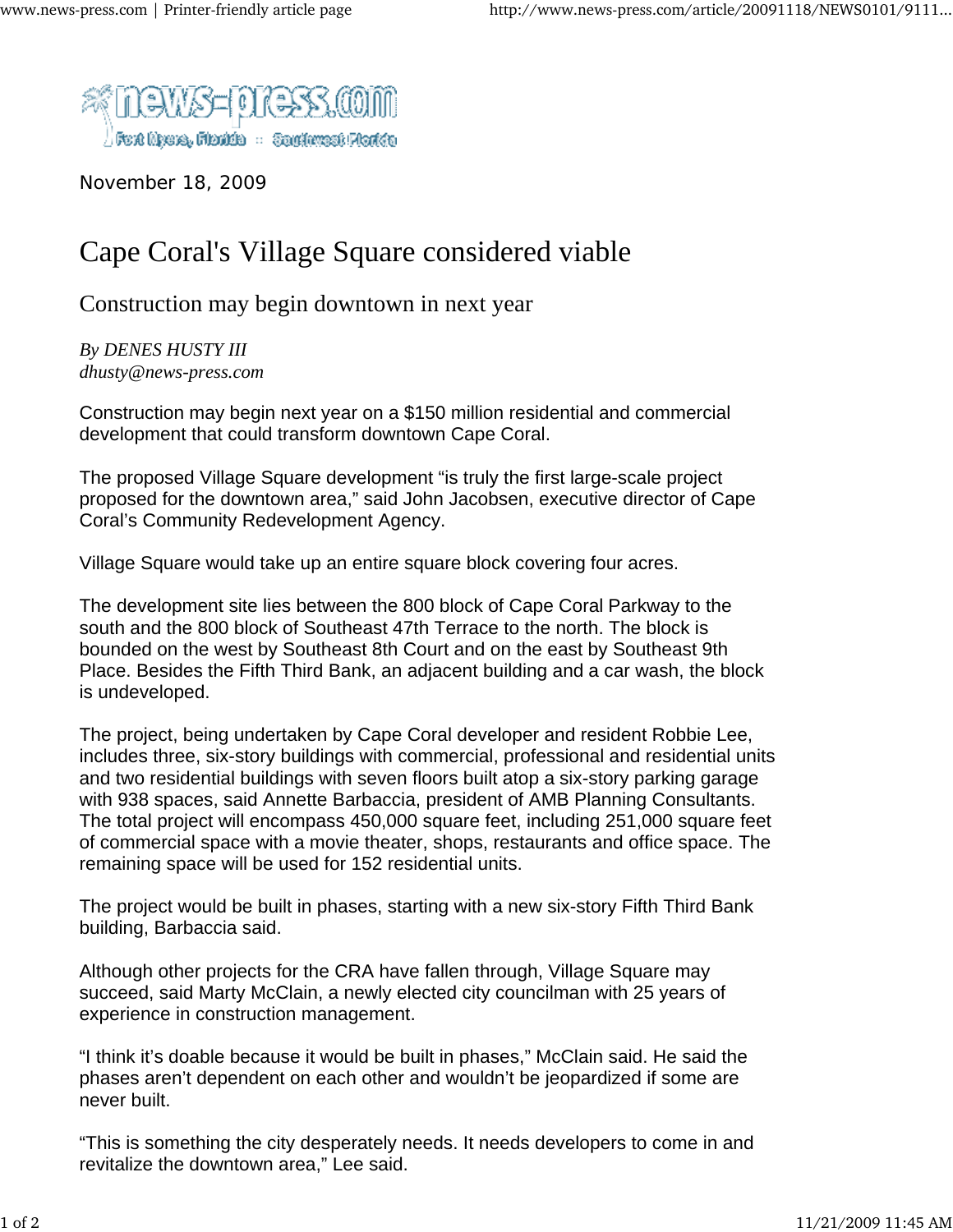November 18, 2009

# Cape Coral's Village Square considered viable

## Construction may begin downtown in next year

*By DENES HUSTY III*
*dhusty@news-press.com*

Construction may begin next year on a $150 million residential and commercial development that could transform downtown Cape Coral.

The proposed Village Square development "is truly the first large-scale project proposed for the downtown area," said John Jacobsen, executive director of Cape Coral's Community Redevelopment Agency.

Village Square would take up an entire square block covering four acres.

The development site lies between the 800 block of Cape Coral Parkway to the south and the 800 block of Southeast 47th Terrace to the north. The block is bounded on the west by Southeast 8th Court and on the east by Southeast 9th Place. Besides the Fifth Third Bank, an adjacent building and a car wash, the block is undeveloped.

The project, being undertaken by Cape Coral developer and resident Robbie Lee, includes three, six-story buildings with commercial, professional and residential units and two residential buildings with seven floors built atop a six-story parking garage with 938 spaces, said Annette Barbaccia, president of AMB Planning Consultants. The total project will encompass 450,000 square feet, including 251,000 square feet of commercial space with a movie theater, shops, restaurants and office space. The remaining space will be used for 152 residential units.

The project would be built in phases, starting with a new six-story Fifth Third Bank building, Barbaccia said.

Although other projects for the CRA have fallen through, Village Square may succeed, said Marty McClain, a newly elected city councilman with 25 years of experience in construction management.

"I think it's doable because it would be built in phases," McClain said. He said the phases aren't dependent on each other and wouldn't be jeopardized if some are never built.

"This is something the city desperately needs. It needs developers to come in and revitalize the downtown area," Lee said.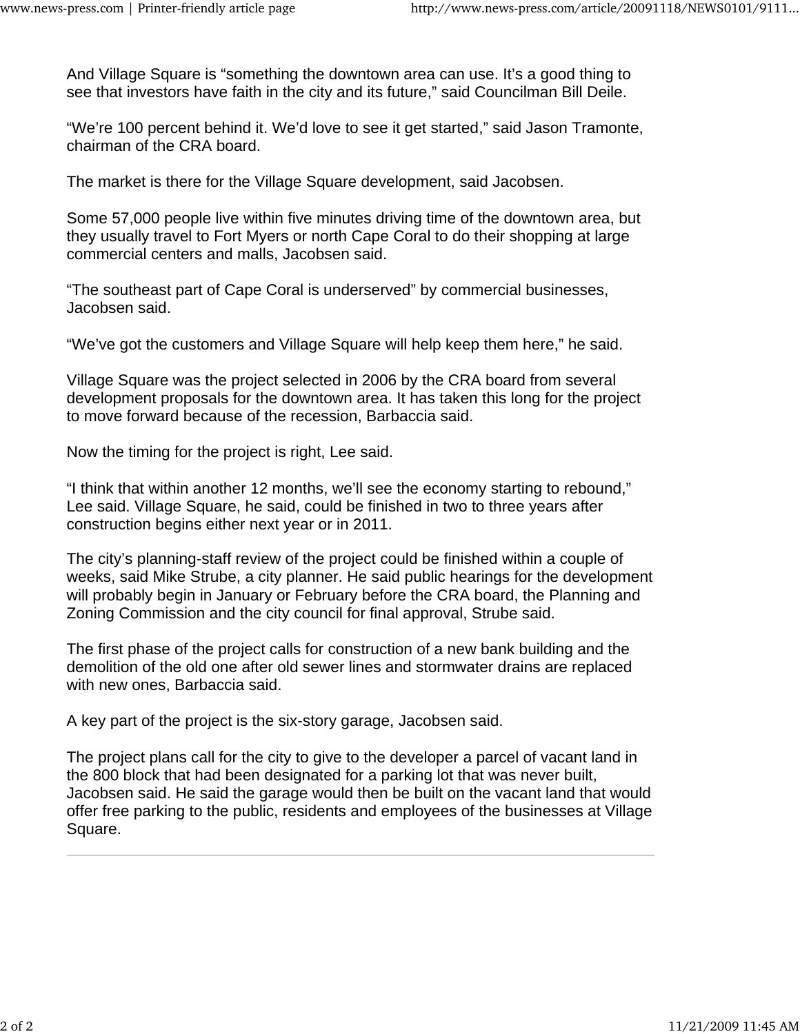And Village Square is “something the downtown area can use. It’s a good thing to see that investors have faith in the city and its future,” said Councilman Bill Deile.

“We’re 100 percent behind it. We’d love to see it get started,” said Jason Tramonte, chairman of the CRA board.

The market is there for the Village Square development, said Jacobsen.

Some 57,000 people live within five minutes driving time of the downtown area, but they usually travel to Fort Myers or north Cape Coral to do their shopping at large commercial centers and malls, Jacobsen said.

“The southeast part of Cape Coral is underserved” by commercial businesses, Jacobsen said.

“We’ve got the customers and Village Square will help keep them here,” he said.

Village Square was the project selected in 2006 by the CRA board from several development proposals for the downtown area. It has taken this long for the project to move forward because of the recession, Barbaccia said.

Now the timing for the project is right, Lee said.

“I think that within another 12 months, we’ll see the economy starting to rebound,” Lee said. Village Square, he said, could be finished in two to three years after construction begins either next year or in 2011.

The city’s planning-staff review of the project could be finished within a couple of weeks, said Mike Strube, a city planner. He said public hearings for the development will probably begin in January or February before the CRA board, the Planning and Zoning Commission and the city council for final approval, Strube said.

The first phase of the project calls for construction of a new bank building and the demolition of the old one after old sewer lines and stormwater drains are replaced with new ones, Barbaccia said.

A key part of the project is the six-story garage, Jacobsen said.

The project plans call for the city to give to the developer a parcel of vacant land in the 800 block that had been designated for a parking lot that was never built, Jacobsen said. He said the garage would then be built on the vacant land that would offer free parking to the public, residents and employees of the businesses at Village Square.